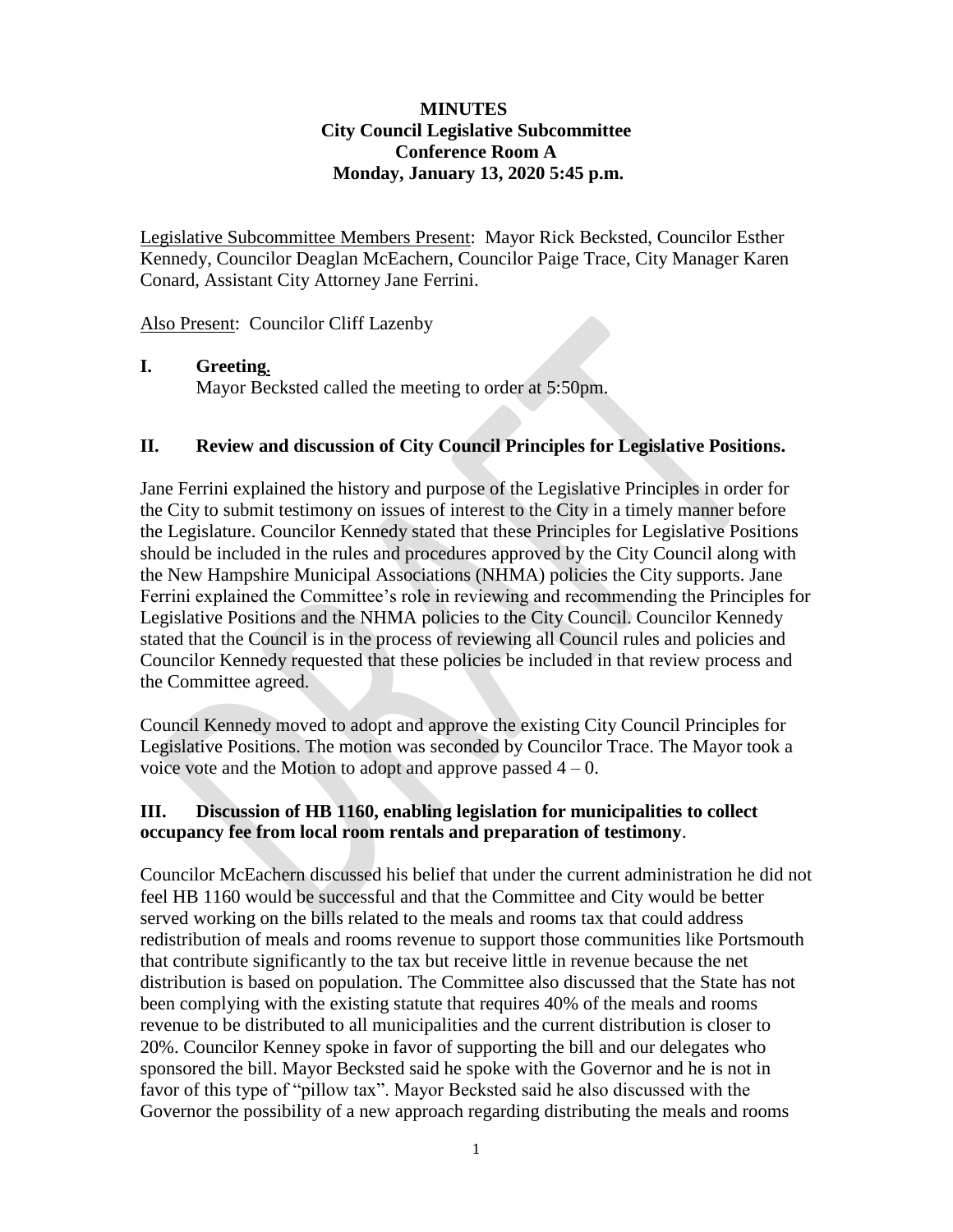**MINUTES**
**City Council Legislative Subcommittee**
**Conference Room A**
**Monday, January 13, 2020 5:45 p.m.**

Legislative Subcommittee Members Present: Mayor Rick Becksted, Councilor Esther Kennedy, Councilor Deaglan McEachern, Councilor Paige Trace, City Manager Karen Conard, Assistant City Attorney Jane Ferrini.

Also Present: Councilor Cliff Lazenby

## I. Greeting.

Mayor Becksted called the meeting to order at 5:50pm.

## II. Review and discussion of City Council Principles for Legislative Positions.

Jane Ferrini explained the history and purpose of the Legislative Principles in order for the City to submit testimony on issues of interest to the City in a timely manner before the Legislature. Councilor Kennedy stated that these Principles for Legislative Positions should be included in the rules and procedures approved by the City Council along with the New Hampshire Municipal Associations (NHMA) policies the City supports. Jane Ferrini explained the Committee's role in reviewing and recommending the Principles for Legislative Positions and the NHMA policies to the City Council. Councilor Kennedy stated that the Council is in the process of reviewing all Council rules and policies and Councilor Kennedy requested that these policies be included in that review process and the Committee agreed.

Council Kennedy moved to adopt and approve the existing City Council Principles for Legislative Positions. The motion was seconded by Councilor Trace. The Mayor took a voice vote and the Motion to adopt and approve passed 4 – 0.

## III. Discussion of HB 1160, enabling legislation for municipalities to collect occupancy fee from local room rentals and preparation of testimony.

Councilor McEachern discussed his belief that under the current administration he did not feel HB 1160 would be successful and that the Committee and City would be better served working on the bills related to the meals and rooms tax that could address redistribution of meals and rooms revenue to support those communities like Portsmouth that contribute significantly to the tax but receive little in revenue because the net distribution is based on population. The Committee also discussed that the State has not been complying with the existing statute that requires 40% of the meals and rooms revenue to be distributed to all municipalities and the current distribution is closer to 20%. Councilor Kenney spoke in favor of supporting the bill and our delegates who sponsored the bill. Mayor Becksted said he spoke with the Governor and he is not in favor of this type of "pillow tax". Mayor Becksted said he also discussed with the Governor the possibility of a new approach regarding distributing the meals and rooms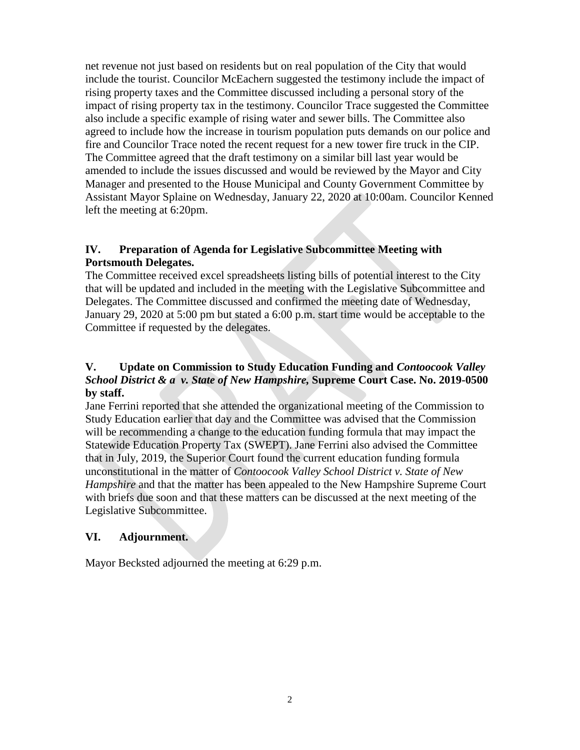net revenue not just based on residents but on real population of the City that would include the tourist. Councilor McEachern suggested the testimony include the impact of rising property taxes and the Committee discussed including a personal story of the impact of rising property tax in the testimony. Councilor Trace suggested the Committee also include a specific example of rising water and sewer bills. The Committee also agreed to include how the increase in tourism population puts demands on our police and fire and Councilor Trace noted the recent request for a new tower fire truck in the CIP. The Committee agreed that the draft testimony on a similar bill last year would be amended to include the issues discussed and would be reviewed by the Mayor and City Manager and presented to the House Municipal and County Government Committee by Assistant Mayor Splaine on Wednesday, January 22, 2020 at 10:00am. Councilor Kenned left the meeting at 6:20pm.

## IV. Preparation of Agenda for Legislative Subcommittee Meeting with Portsmouth Delegates.

The Committee received excel spreadsheets listing bills of potential interest to the City that will be updated and included in the meeting with the Legislative Subcommittee and Delegates. The Committee discussed and confirmed the meeting date of Wednesday, January 29, 2020 at 5:00 pm but stated a 6:00 p.m. start time would be acceptable to the Committee if requested by the delegates.

## V. Update on Commission to Study Education Funding and *Contoocook Valley School District & a v. State of New Hampshire,* Supreme Court Case. No. 2019-0500 by staff.

Jane Ferrini reported that she attended the organizational meeting of the Commission to Study Education earlier that day and the Committee was advised that the Commission will be recommending a change to the education funding formula that may impact the Statewide Education Property Tax (SWEPT). Jane Ferrini also advised the Committee that in July, 2019, the Superior Court found the current education funding formula unconstitutional in the matter of *Contoocook Valley School District v. State of New Hampshire* and that the matter has been appealed to the New Hampshire Supreme Court with briefs due soon and that these matters can be discussed at the next meeting of the Legislative Subcommittee.

## VI. Adjournment.

Mayor Becksted adjourned the meeting at 6:29 p.m.